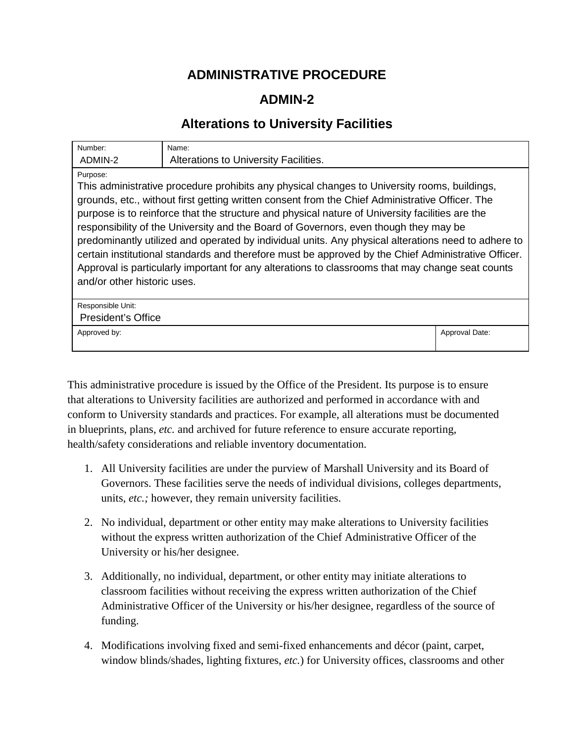# ADMINISTRATIVE PROCEDURE

## ADMIN-2

## Alterations to University Facilities

| Number: ADMIN-2 | Name: Alterations to University Facilities. | |
|---|---|---|
| Purpose: This administrative procedure prohibits any physical changes to University rooms, buildings, grounds, etc., without first getting written consent from the Chief Administrative Officer. The purpose is to reinforce that the structure and physical nature of University facilities are the responsibility of the University and the Board of Governors, even though they may be predominantly utilized and operated by individual units. Any physical alterations need to adhere to certain institutional standards and therefore must be approved by the Chief Administrative Officer. Approval is particularly important for any alterations to classrooms that may change seat counts and/or other historic uses. | | |
| Responsible Unit: President's Office | | |
| Approved by: | | Approval Date: |

This administrative procedure is issued by the Office of the President. Its purpose is to ensure that alterations to University facilities are authorized and performed in accordance with and conform to University standards and practices. For example, all alterations must be documented in blueprints, plans, *etc.* and archived for future reference to ensure accurate reporting, health/safety considerations and reliable inventory documentation.

1. All University facilities are under the purview of Marshall University and its Board of Governors. These facilities serve the needs of individual divisions, colleges departments, units, *etc.;* however, they remain university facilities.

2. No individual, department or other entity may make alterations to University facilities without the express written authorization of the Chief Administrative Officer of the University or his/her designee.

3. Additionally, no individual, department, or other entity may initiate alterations to classroom facilities without receiving the express written authorization of the Chief Administrative Officer of the University or his/her designee, regardless of the source of funding.

4. Modifications involving fixed and semi-fixed enhancements and décor (paint, carpet, window blinds/shades, lighting fixtures, *etc.*) for University offices, classrooms and other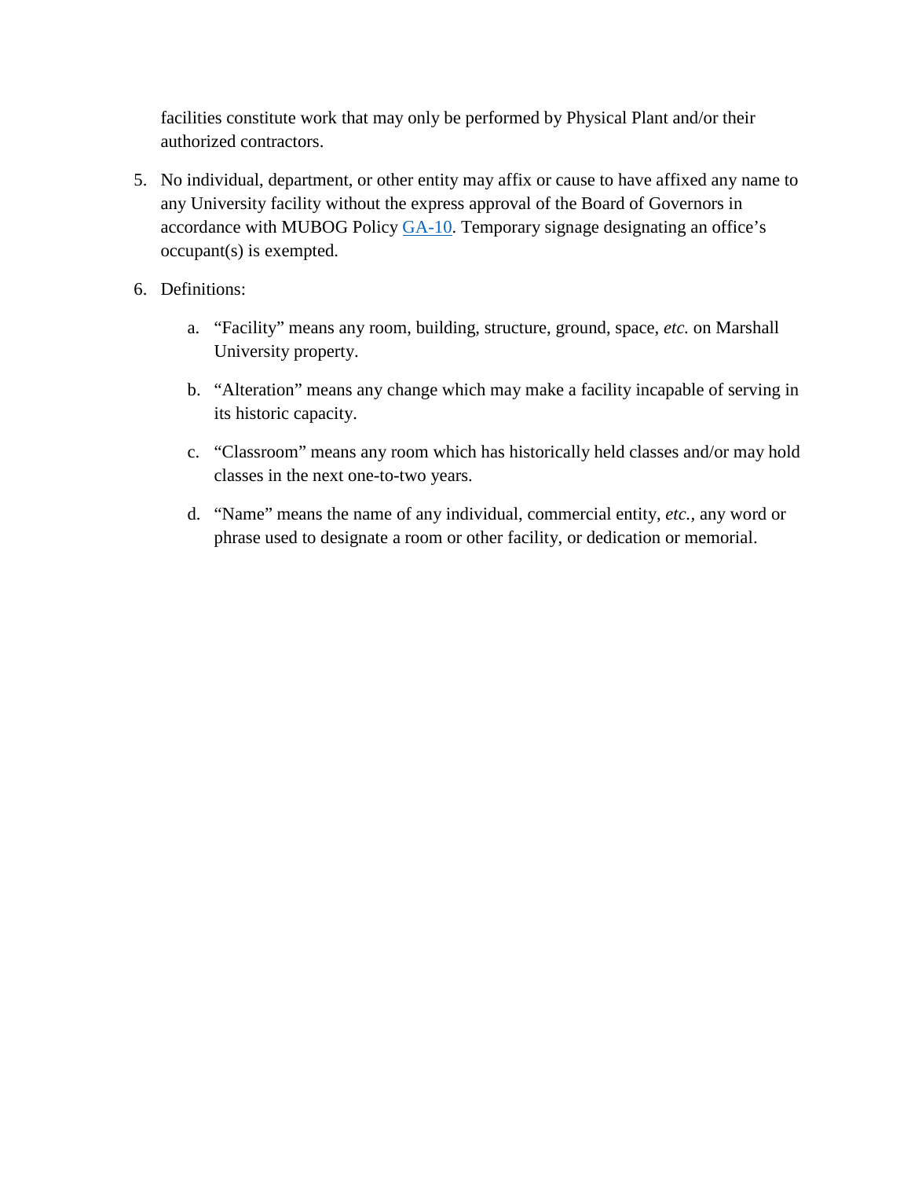facilities constitute work that may only be performed by Physical Plant and/or their authorized contractors.

5. No individual, department, or other entity may affix or cause to have affixed any name to any University facility without the express approval of the Board of Governors in accordance with MUBOG Policy GA-10. Temporary signage designating an office's occupant(s) is exempted.

6. Definitions:

   a. "Facility" means any room, building, structure, ground, space, *etc.* on Marshall University property.

   b. "Alteration" means any change which may make a facility incapable of serving in its historic capacity.

   c. "Classroom" means any room which has historically held classes and/or may hold classes in the next one-to-two years.

   d. "Name" means the name of any individual, commercial entity, *etc.,* any word or phrase used to designate a room or other facility, or dedication or memorial.